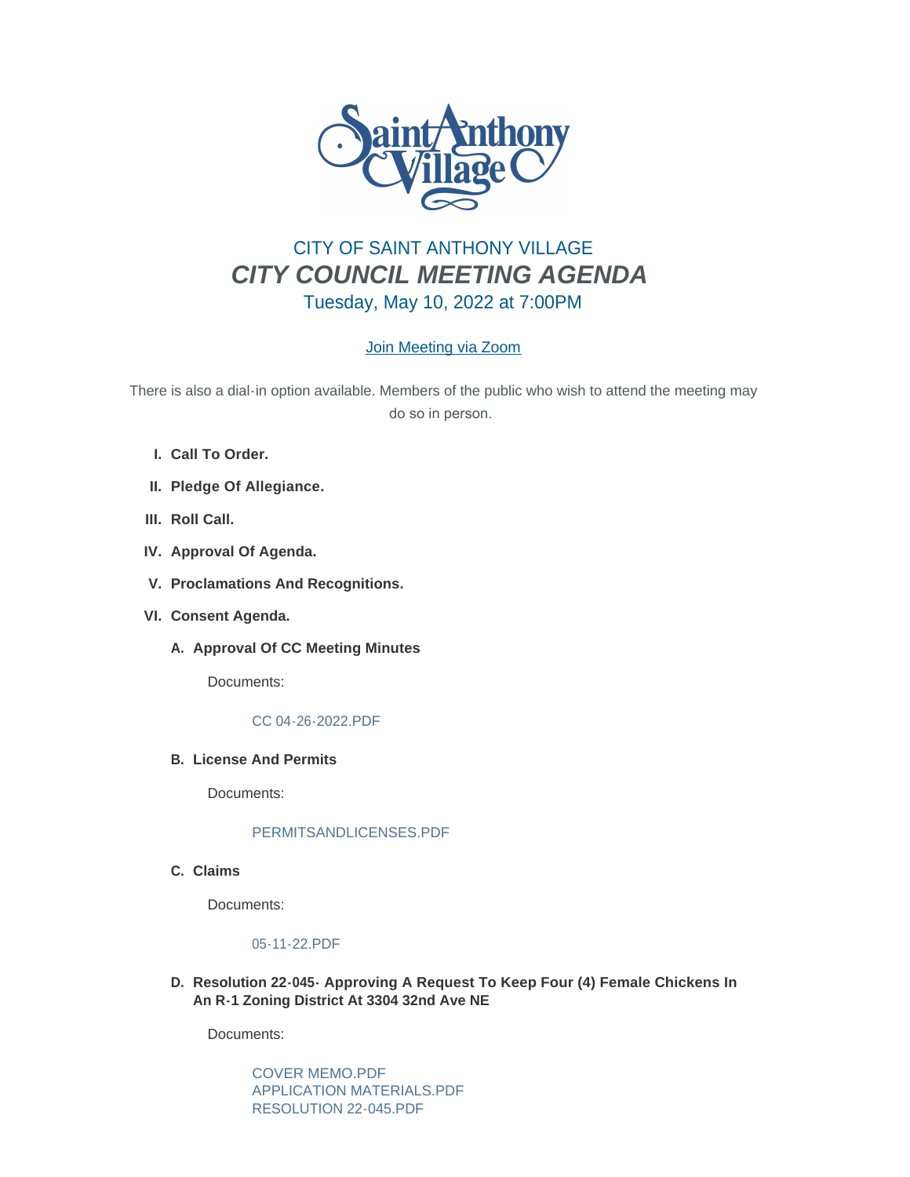# CITY OF SAINT ANTHONY VILLAGE

## *CITY COUNCIL MEETING AGENDA*

### Tuesday, May 10, 2022 at 7:00PM

[Join Meeting via Zoom]

There is also a dial-in option available. Members of the public who wish to attend the meeting may do so in person.

I. **Call To Order.**

II. **Pledge Of Allegiance.**

III. **Roll Call.**

IV. **Approval Of Agenda.**

V. **Proclamations And Recognitions.**

VI. **Consent Agenda.**

   A. **Approval Of CC Meeting Minutes**

      Documents:

      CC 04-26-2022.PDF

   B. **License And Permits**

      Documents:

      PERMITSANDLICENSES.PDF

   C. **Claims**

      Documents:

      05-11-22.PDF

   D. **Resolution 22-045- Approving A Request To Keep Four (4) Female Chickens In An R-1 Zoning District At 3304 32nd Ave NE**

      Documents:

      COVER MEMO.PDF
      APPLICATION MATERIALS.PDF
      RESOLUTION 22-045.PDF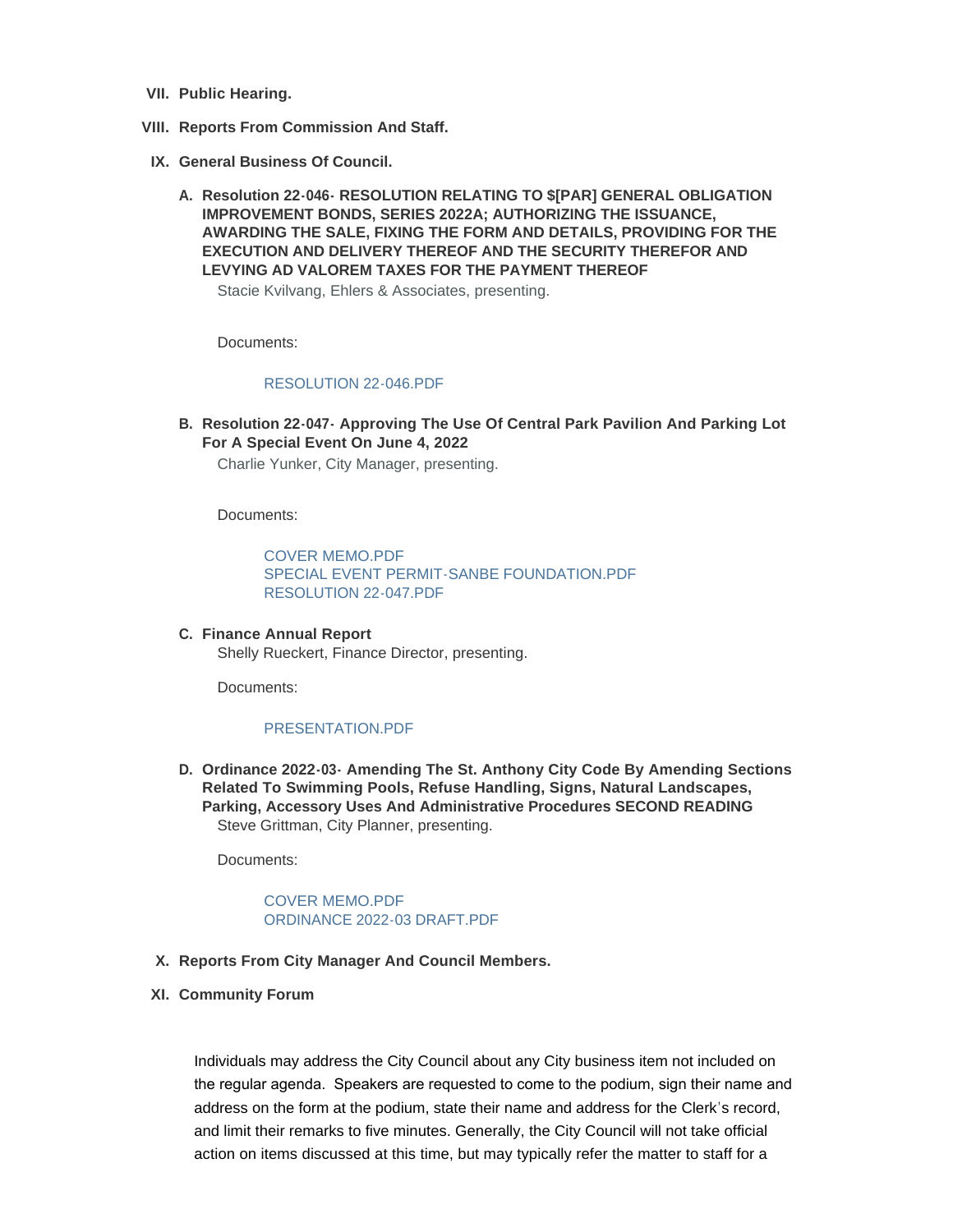VII. **Public Hearing.**

VIII. **Reports From Commission And Staff.**

IX. **General Business Of Council.**

   A. **Resolution 22-046- RESOLUTION RELATING TO $[PAR] GENERAL OBLIGATION IMPROVEMENT BONDS, SERIES 2022A; AUTHORIZING THE ISSUANCE, AWARDING THE SALE, FIXING THE FORM AND DETAILS, PROVIDING FOR THE EXECUTION AND DELIVERY THEREOF AND THE SECURITY THEREFOR AND LEVYING AD VALOREM TAXES FOR THE PAYMENT THEREOF**

   Stacie Kvilvang, Ehlers & Associates, presenting.

   Documents:

   RESOLUTION 22-046.PDF

   B. **Resolution 22-047- Approving The Use Of Central Park Pavilion And Parking Lot For A Special Event On June 4, 2022**

   Charlie Yunker, City Manager, presenting.

   Documents:

   COVER MEMO.PDF
   SPECIAL EVENT PERMIT-SANBE FOUNDATION.PDF
   RESOLUTION 22-047.PDF

   C. **Finance Annual Report**

   Shelly Rueckert, Finance Director, presenting.

   Documents:

   PRESENTATION.PDF

   D. **Ordinance 2022-03- Amending The St. Anthony City Code By Amending Sections Related To Swimming Pools, Refuse Handling, Signs, Natural Landscapes, Parking, Accessory Uses And Administrative Procedures SECOND READING**

   Steve Grittman, City Planner, presenting.

   Documents:

   COVER MEMO.PDF
   ORDINANCE 2022-03 DRAFT.PDF

X. **Reports From City Manager And Council Members.**

XI. **Community Forum**

Individuals may address the City Council about any City business item not included on the regular agenda. Speakers are requested to come to the podium, sign their name and address on the form at the podium, state their name and address for the Clerk's record, and limit their remarks to five minutes. Generally, the City Council will not take official action on items discussed at this time, but may typically refer the matter to staff for a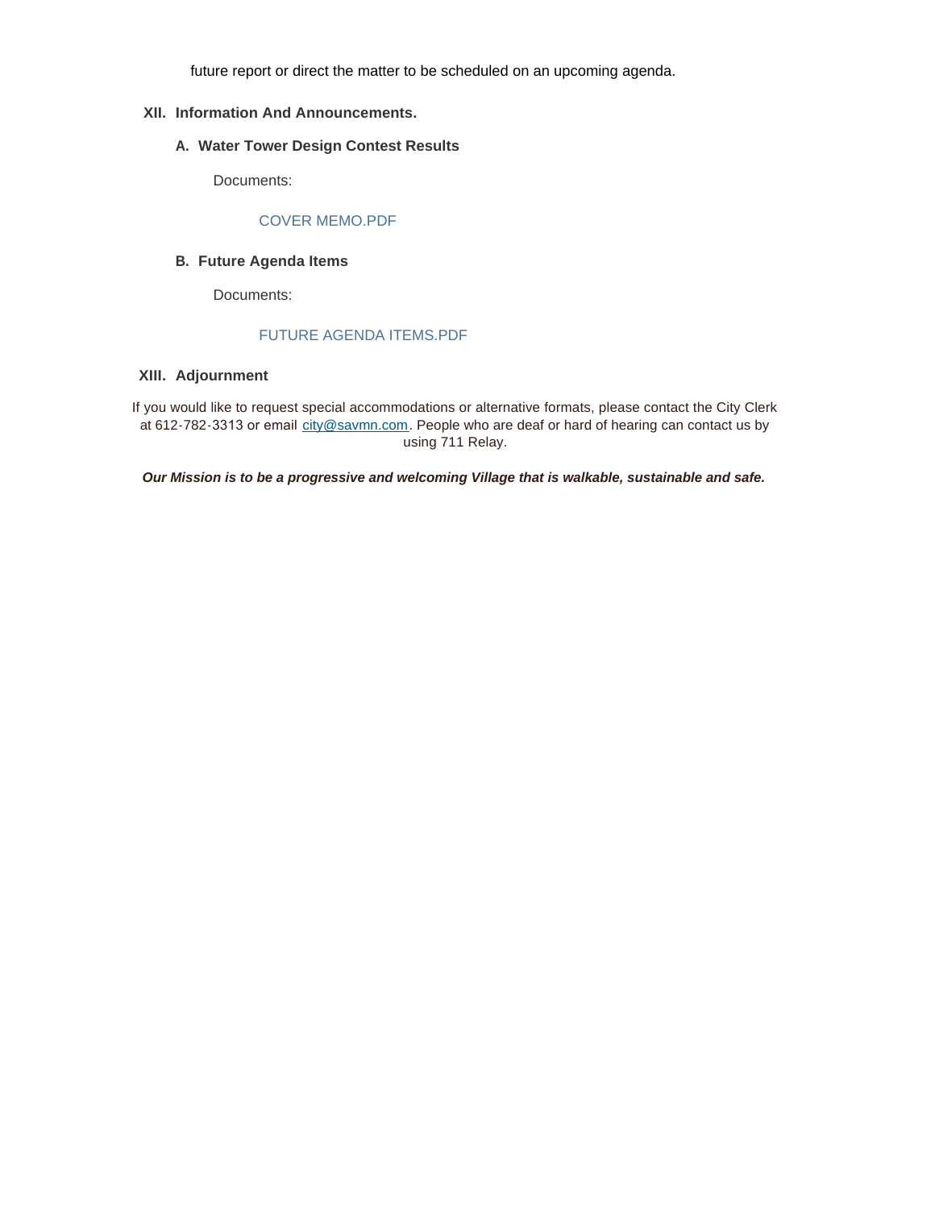future report or direct the matter to be scheduled on an upcoming agenda.

## XII. Information And Announcements.

### A. Water Tower Design Contest Results

Documents:

COVER MEMO.PDF

### B. Future Agenda Items

Documents:

FUTURE AGENDA ITEMS.PDF

## XIII. Adjournment

If you would like to request special accommodations or alternative formats, please contact the City Clerk at 612-782-3313 or email city@savmn.com. People who are deaf or hard of hearing can contact us by using 711 Relay.

***Our Mission is to be a progressive and welcoming Village that is walkable, sustainable and safe.***